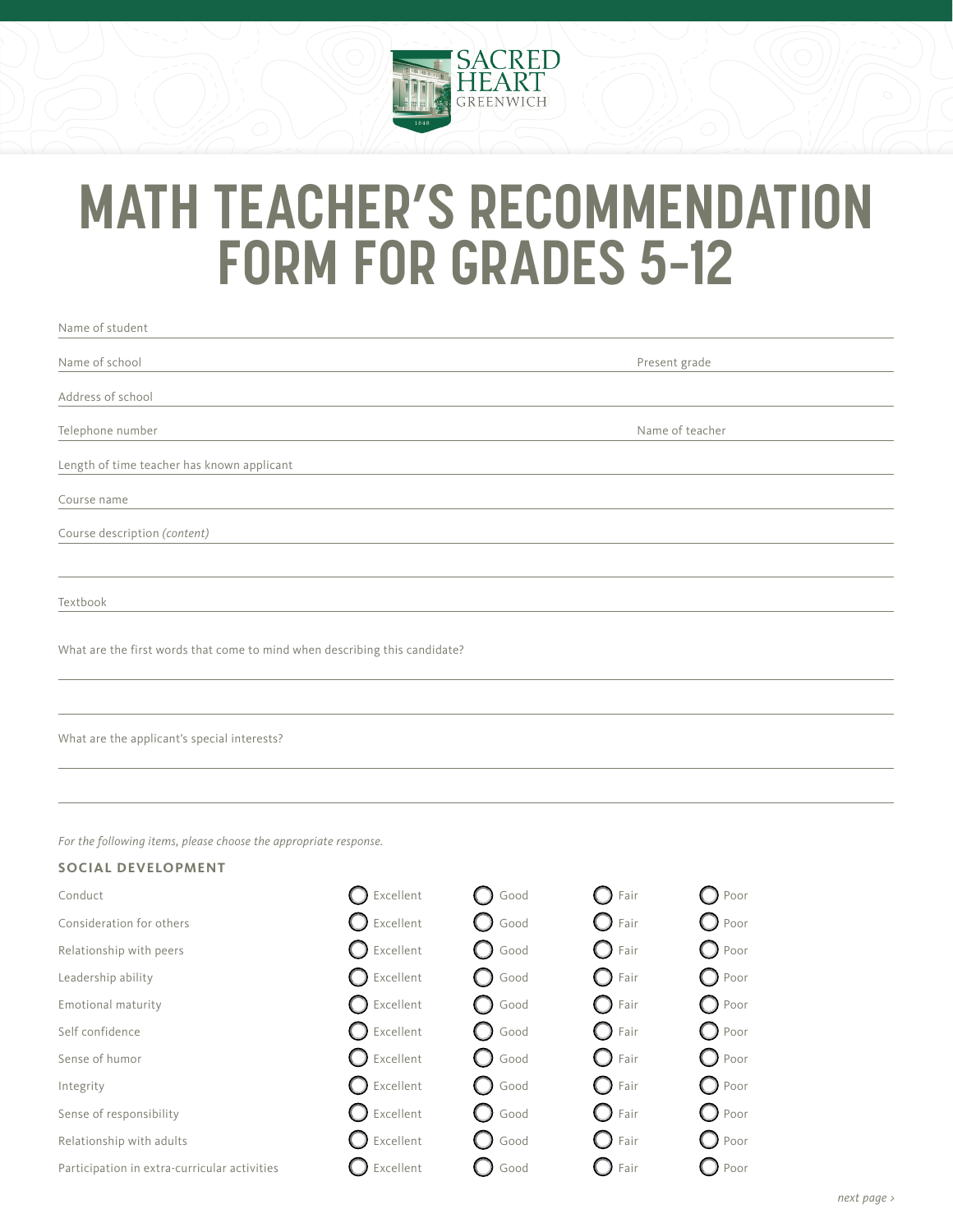# MATH TEACHER'S RECOMMENDATION FORM FOR GRADES 5-12

Name of student

Name of school Present grade

Address of school

Telephone number Name of teacher

Length of time teacher has known applicant

Course name

Course description *(content)*

Textbook

What are the first words that come to mind when describing this candidate?

What are the applicant's special interests?

*For the following items, please choose the appropriate response.*

**SOCIAL DEVELOPMENT**

| | | | | |
|---|---|---|---|---|
| Conduct | ◯ Excellent | ◯ Good | ◯ Fair | ◯ Poor |
| Consideration for others | ◯ Excellent | ◯ Good | ◯ Fair | ◯ Poor |
| Relationship with peers | ◯ Excellent | ◯ Good | ◯ Fair | ◯ Poor |
| Leadership ability | ◯ Excellent | ◯ Good | ◯ Fair | ◯ Poor |
| Emotional maturity | ◯ Excellent | ◯ Good | ◯ Fair | ◯ Poor |
| Self confidence | ◯ Excellent | ◯ Good | ◯ Fair | ◯ Poor |
| Sense of humor | ◯ Excellent | ◯ Good | ◯ Fair | ◯ Poor |
| Integrity | ◯ Excellent | ◯ Good | ◯ Fair | ◯ Poor |
| Sense of responsibility | ◯ Excellent | ◯ Good | ◯ Fair | ◯ Poor |
| Relationship with adults | ◯ Excellent | ◯ Good | ◯ Fair | ◯ Poor |
| Participation in extra-curricular activities | ◯ Excellent | ◯ Good | ◯ Fair | ◯ Poor |

*next page ›*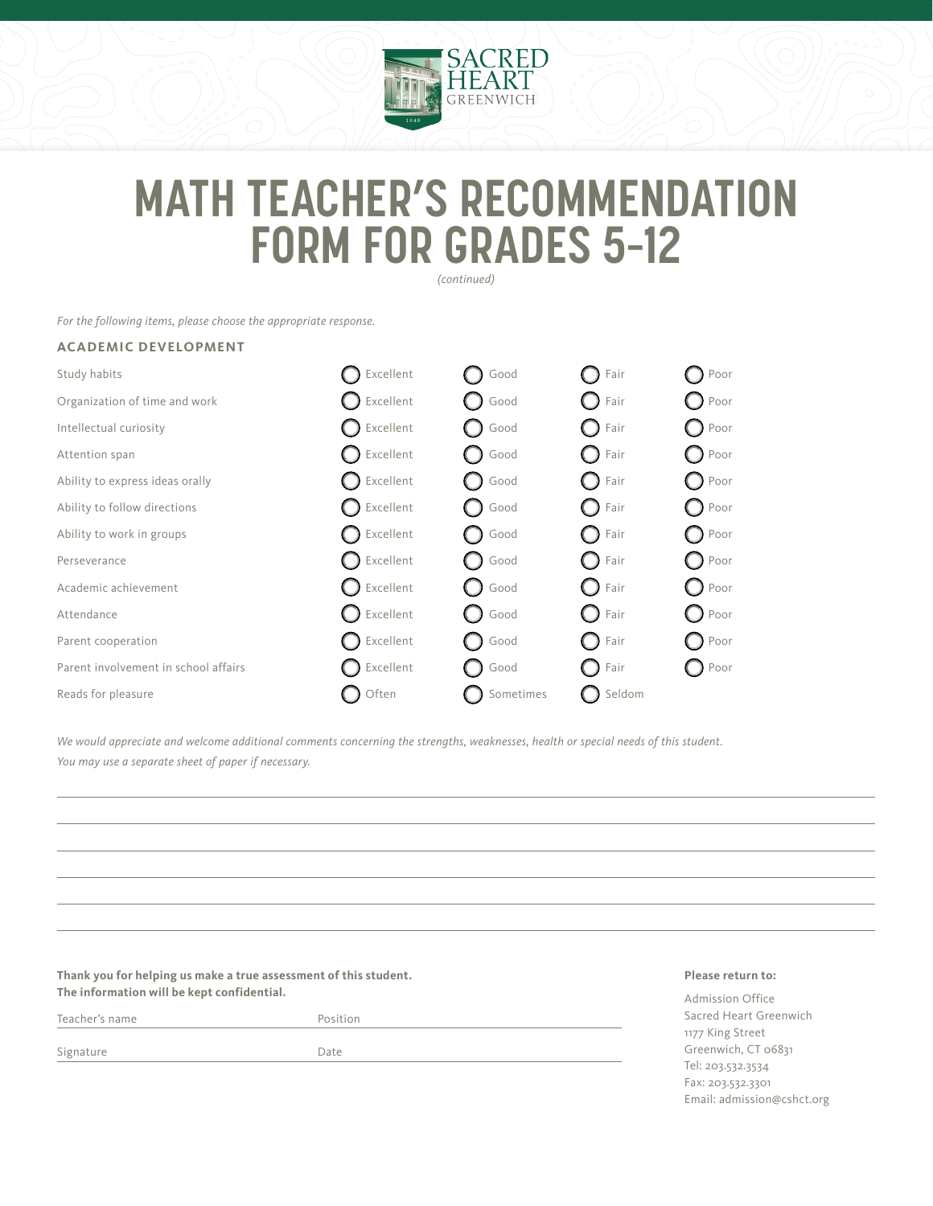SACRED HEART GREENWICH

# MATH TEACHER'S RECOMMENDATION FORM FOR GRADES 5-12

*(continued)*

*For the following items, please choose the appropriate response.*

## ACADEMIC DEVELOPMENT

| | | | | |
|---|---|---|---|---|
| Study habits | ◯ Excellent | ◯ Good | ◯ Fair | ◯ Poor |
| Organization of time and work | ◯ Excellent | ◯ Good | ◯ Fair | ◯ Poor |
| Intellectual curiosity | ◯ Excellent | ◯ Good | ◯ Fair | ◯ Poor |
| Attention span | ◯ Excellent | ◯ Good | ◯ Fair | ◯ Poor |
| Ability to express ideas orally | ◯ Excellent | ◯ Good | ◯ Fair | ◯ Poor |
| Ability to follow directions | ◯ Excellent | ◯ Good | ◯ Fair | ◯ Poor |
| Ability to work in groups | ◯ Excellent | ◯ Good | ◯ Fair | ◯ Poor |
| Perseverance | ◯ Excellent | ◯ Good | ◯ Fair | ◯ Poor |
| Academic achievement | ◯ Excellent | ◯ Good | ◯ Fair | ◯ Poor |
| Attendance | ◯ Excellent | ◯ Good | ◯ Fair | ◯ Poor |
| Parent cooperation | ◯ Excellent | ◯ Good | ◯ Fair | ◯ Poor |
| Parent involvement in school affairs | ◯ Excellent | ◯ Good | ◯ Fair | ◯ Poor |
| Reads for pleasure | ◯ Often | ◯ Sometimes | ◯ Seldom | |

*We would appreciate and welcome additional comments concerning the strengths, weaknesses, health or special needs of this student.*
*You may use a separate sheet of paper if necessary.*

______________________________________________________________________

______________________________________________________________________

______________________________________________________________________

______________________________________________________________________

______________________________________________________________________

______________________________________________________________________

**Thank you for helping us make a true assessment of this student. The information will be kept confidential.**

Teacher's name ____________________ Position ____________________

Signature ____________________ Date ____________________

**Please return to:**

Admission Office
Sacred Heart Greenwich
1177 King Street
Greenwich, CT 06831
Tel: 203.532.3534
Fax: 203.532.3301
Email: admission@cshct.org